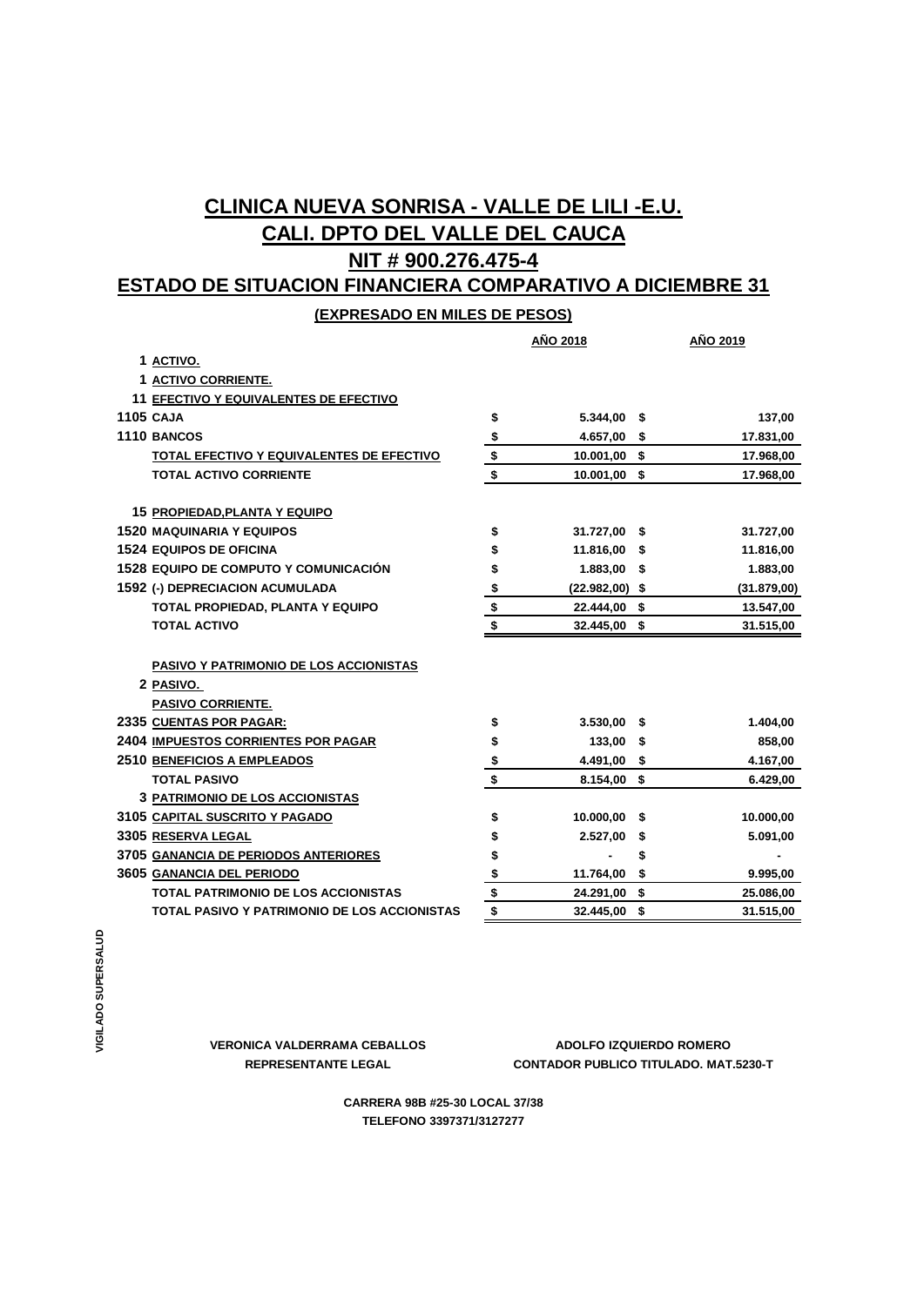# CLINICA NUEVA SONRISA - VALLE DE LILI -E.U.

## CALI. DPTO DEL VALLE DEL CAUCA

## NIT # 900.276.475-4

## ESTADO DE SITUACION FINANCIERA COMPARATIVO A DICIEMBRE 31

**(EXPRESADO EN MILES DE PESOS)**

| Código | Cuenta | AÑO 2018 | AÑO 2019 |
|---|---|---|---|
| 1 | **ACTIVO.** | | |
| 1 | **ACTIVO CORRIENTE.** | | |
| 11 | **EFECTIVO Y EQUIVALENTES DE EFECTIVO** | | |
| 1105 | **CAJA** | $ 5.344,00 | $ 137,00 |
| 1110 | **BANCOS** | $ 4.657,00 | $ 17.831,00 |
| | **TOTAL EFECTIVO Y EQUIVALENTES DE EFECTIVO** | $ 10.001,00 | $ 17.968,00 |
| | **TOTAL ACTIVO CORRIENTE** | $ 10.001,00 | $ 17.968,00 |
| 15 | **PROPIEDAD,PLANTA Y EQUIPO** | | |
| 1520 | **MAQUINARIA Y EQUIPOS** | $ 31.727,00 | $ 31.727,00 |
| 1524 | **EQUIPOS DE OFICINA** | $ 11.816,00 | $ 11.816,00 |
| 1528 | **EQUIPO DE COMPUTO Y COMUNICACIÓN** | $ 1.883,00 | $ 1.883,00 |
| 1592 | **(-) DEPRECIACION ACUMULADA** | $ (22.982,00) | $ (31.879,00) |
| | **TOTAL PROPIEDAD, PLANTA Y EQUIPO** | $ 22.444,00 | $ 13.547,00 |
| | **TOTAL ACTIVO** | $ 32.445,00 | $ 31.515,00 |
| | **PASIVO Y PATRIMONIO DE LOS ACCIONISTAS** | | |
| 2 | **PASIVO.** | | |
| | **PASIVO CORRIENTE.** | | |
| 2335 | **CUENTAS POR PAGAR:** | $ 3.530,00 | $ 1.404,00 |
| 2404 | **IMPUESTOS CORRIENTES POR PAGAR** | $ 133,00 | $ 858,00 |
| 2510 | **BENEFICIOS A EMPLEADOS** | $ 4.491,00 | $ 4.167,00 |
| | **TOTAL PASIVO** | $ 8.154,00 | $ 6.429,00 |
| 3 | **PATRIMONIO DE LOS ACCIONISTAS** | | |
| 3105 | **CAPITAL SUSCRITO Y PAGADO** | $ 10.000,00 | $ 10.000,00 |
| 3305 | **RESERVA LEGAL** | $ 2.527,00 | $ 5.091,00 |
| 3705 | **GANANCIA DE PERIODOS ANTERIORES** | $ - | $ - |
| 3605 | **GANANCIA DEL PERIODO** | $ 11.764,00 | $ 9.995,00 |
| | **TOTAL PATRIMONIO DE LOS ACCIONISTAS** | $ 24.291,00 | $ 25.086,00 |
| | **TOTAL PASIVO Y PATRIMONIO DE LOS ACCIONISTAS** | $ 32.445,00 | $ 31.515,00 |

VIGILADO SUPERSALUD

**VERONICA VALDERRAMA CEBALLOS**
**REPRESENTANTE LEGAL**

**ADOLFO IZQUIERDO ROMERO**
**CONTADOR PUBLICO TITULADO. MAT.5230-T**

**CARRERA 98B #25-30 LOCAL 37/38**
**TELEFONO 3397371/3127277**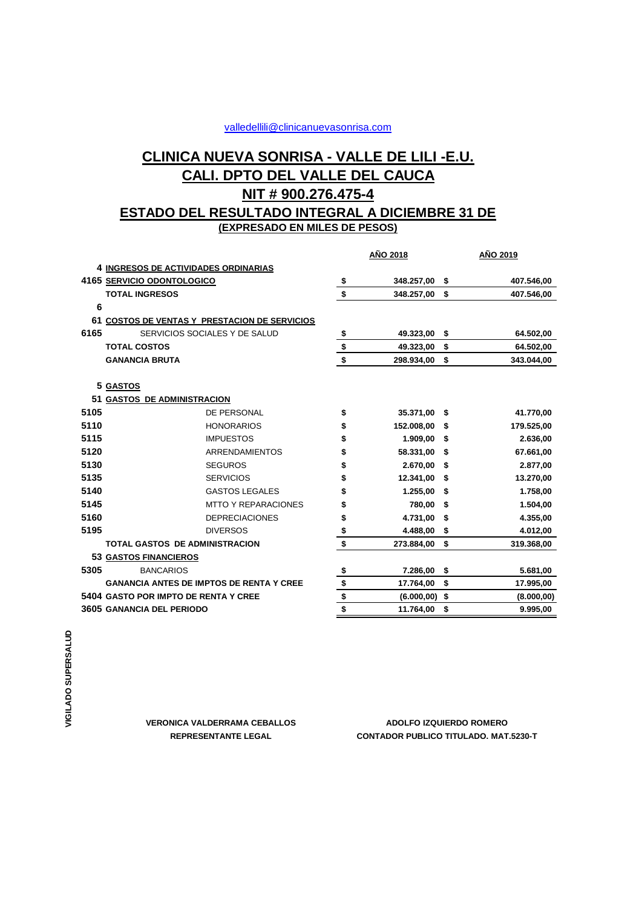valledellili@clinicanuevasonrisa.com

# CLINICA NUEVA SONRISA - VALLE DE LILI -E.U.

## CALI. DPTO DEL VALLE DEL CAUCA

## NIT # 900.276.475-4

## ESTADO DEL RESULTADO INTEGRAL A DICIEMBRE 31 DE

**(EXPRESADO EN MILES DE PESOS)**

| | | | AÑO 2018 | | AÑO 2019 |
|---|---|---|---|---|---|
| **4** | **INGRESOS DE ACTIVIDADES ORDINARIAS** | | | | |
| **4165** | **SERVICIO ODONTOLOGICO** | **$** | **348.257,00** | **$** | **407.546,00** |
| | **TOTAL INGRESOS** | **$** | **348.257,00** | **$** | **407.546,00** |
| **6** | | | | | |
| **61** | **COSTOS DE VENTAS Y PRESTACION DE SERVICIOS** | | | | |
| **6165** | SERVICIOS SOCIALES Y DE SALUD | **$** | **49.323,00** | **$** | **64.502,00** |
| | **TOTAL COSTOS** | **$** | **49.323,00** | **$** | **64.502,00** |
| | **GANANCIA BRUTA** | **$** | **298.934,00** | **$** | **343.044,00** |
| **5** | **GASTOS** | | | | |
| **51** | **GASTOS DE ADMINISTRACION** | | | | |
| **5105** | DE PERSONAL | **$** | **35.371,00** | **$** | **41.770,00** |
| **5110** | HONORARIOS | **$** | **152.008,00** | **$** | **179.525,00** |
| **5115** | IMPUESTOS | **$** | **1.909,00** | **$** | **2.636,00** |
| **5120** | ARRENDAMIENTOS | **$** | **58.331,00** | **$** | **67.661,00** |
| **5130** | SEGUROS | **$** | **2.670,00** | **$** | **2.877,00** |
| **5135** | SERVICIOS | **$** | **12.341,00** | **$** | **13.270,00** |
| **5140** | GASTOS LEGALES | **$** | **1.255,00** | **$** | **1.758,00** |
| **5145** | MTTO Y REPARACIONES | **$** | **780,00** | **$** | **1.504,00** |
| **5160** | DEPRECIACIONES | **$** | **4.731,00** | **$** | **4.355,00** |
| **5195** | DIVERSOS | **$** | **4.488,00** | **$** | **4.012,00** |
| | **TOTAL GASTOS DE ADMINISTRACION** | **$** | **273.884,00** | **$** | **319.368,00** |
| **53** | **GASTOS FINANCIEROS** | | | | |
| **5305** | BANCARIOS | **$** | **7.286,00** | **$** | **5.681,00** |
| | **GANANCIA ANTES DE IMPTOS DE RENTA Y CREE** | **$** | **17.764,00** | **$** | **17.995,00** |
| **5404** | **GASTO POR IMPTO DE RENTA Y CREE** | **$** | **(6.000,00)** | **$** | **(8.000,00)** |
| **3605** | **GANANCIA DEL PERIODO** | **$** | **11.764,00** | **$** | **9.995,00** |

**VIGILADO SUPERSALUD**

**VERONICA VALDERRAMA CEBALLOS**
**REPRESENTANTE LEGAL**

**ADOLFO IZQUIERDO ROMERO**
**CONTADOR PUBLICO TITULADO. MAT.5230-T**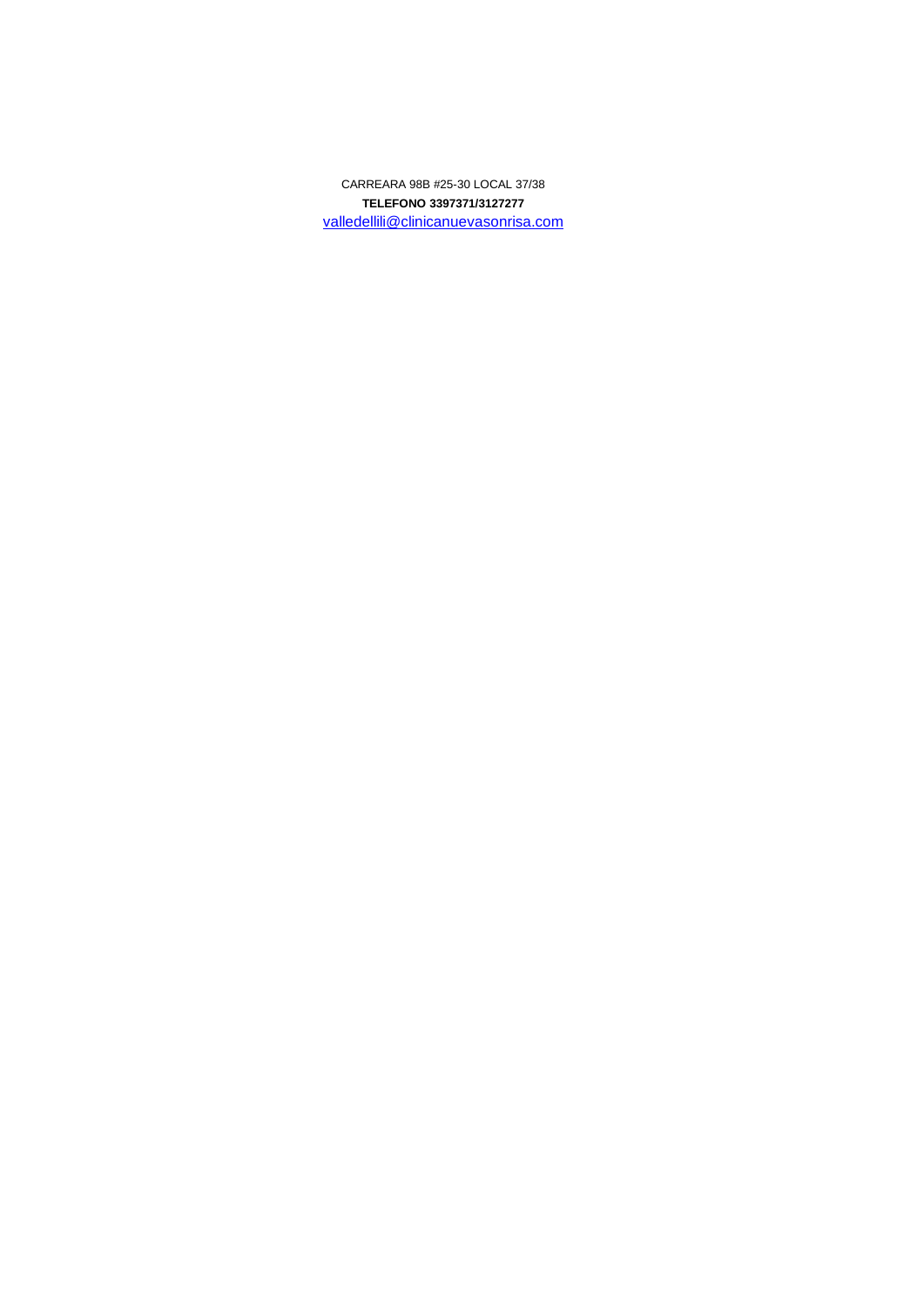CARREARA 98B #25-30 LOCAL 37/38

**TELEFONO 3397371/3127277**

valledellili@clinicanuevasonrisa.com